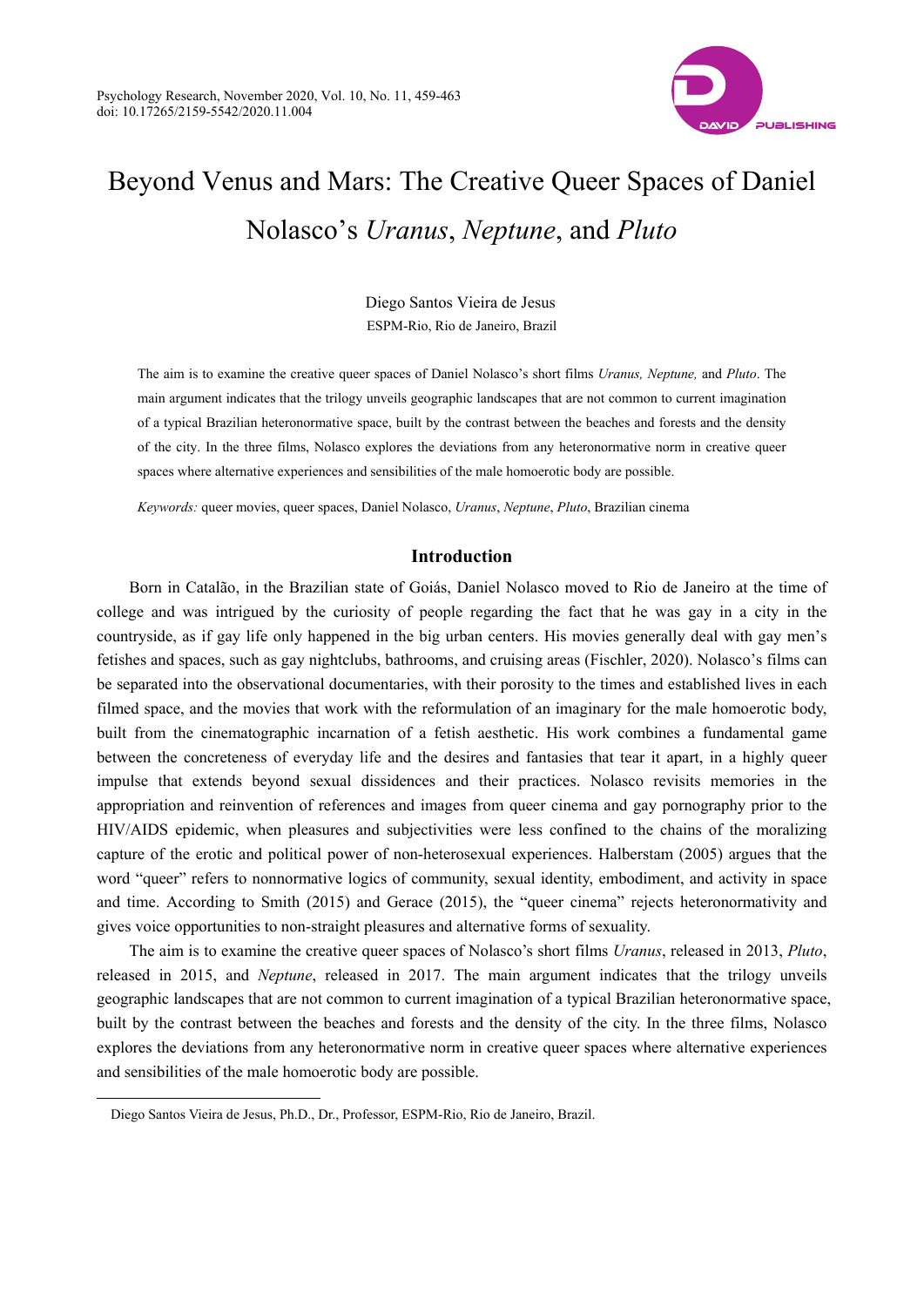# Beyond Venus and Mars: The Creative Queer Spaces of Daniel Nolasco's *Uranus*, *Neptune*, and *Pluto*

Diego Santos Vieira de Jesus
ESPM-Rio, Rio de Janeiro, Brazil

The aim is to examine the creative queer spaces of Daniel Nolasco's short films *Uranus, Neptune,* and *Pluto*. The main argument indicates that the trilogy unveils geographic landscapes that are not common to current imagination of a typical Brazilian heteronormative space, built by the contrast between the beaches and forests and the density of the city. In the three films, Nolasco explores the deviations from any heteronormative norm in creative queer spaces where alternative experiences and sensibilities of the male homoerotic body are possible.

*Keywords:* queer movies, queer spaces, Daniel Nolasco, *Uranus*, *Neptune*, *Pluto*, Brazilian cinema

## Introduction

Born in Catalão, in the Brazilian state of Goiás, Daniel Nolasco moved to Rio de Janeiro at the time of college and was intrigued by the curiosity of people regarding the fact that he was gay in a city in the countryside, as if gay life only happened in the big urban centers. His movies generally deal with gay men's fetishes and spaces, such as gay nightclubs, bathrooms, and cruising areas (Fischler, 2020). Nolasco's films can be separated into the observational documentaries, with their porosity to the times and established lives in each filmed space, and the movies that work with the reformulation of an imaginary for the male homoerotic body, built from the cinematographic incarnation of a fetish aesthetic. His work combines a fundamental game between the concreteness of everyday life and the desires and fantasies that tear it apart, in a highly queer impulse that extends beyond sexual dissidences and their practices. Nolasco revisits memories in the appropriation and reinvention of references and images from queer cinema and gay pornography prior to the HIV/AIDS epidemic, when pleasures and subjectivities were less confined to the chains of the moralizing capture of the erotic and political power of non-heterosexual experiences. Halberstam (2005) argues that the word "queer" refers to nonnormative logics of community, sexual identity, embodiment, and activity in space and time. According to Smith (2015) and Gerace (2015), the "queer cinema" rejects heteronormativity and gives voice opportunities to non-straight pleasures and alternative forms of sexuality.

The aim is to examine the creative queer spaces of Nolasco's short films *Uranus*, released in 2013, *Pluto*, released in 2015, and *Neptune*, released in 2017. The main argument indicates that the trilogy unveils geographic landscapes that are not common to current imagination of a typical Brazilian heteronormative space, built by the contrast between the beaches and forests and the density of the city. In the three films, Nolasco explores the deviations from any heteronormative norm in creative queer spaces where alternative experiences and sensibilities of the male homoerotic body are possible.

---

Diego Santos Vieira de Jesus, Ph.D., Dr., Professor, ESPM-Rio, Rio de Janeiro, Brazil.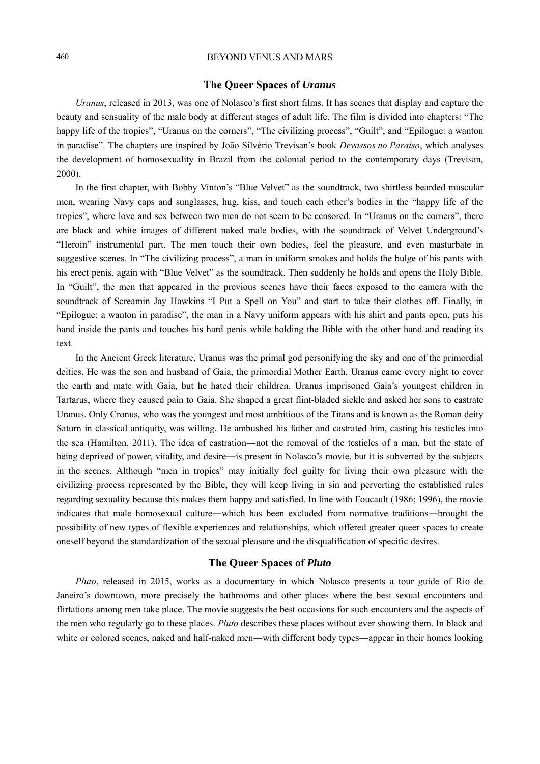## The Queer Spaces of *Uranus*

*Uranus*, released in 2013, was one of Nolasco's first short films. It has scenes that display and capture the beauty and sensuality of the male body at different stages of adult life. The film is divided into chapters: "The happy life of the tropics", "Uranus on the corners", "The civilizing process", "Guilt", and "Epilogue: a wanton in paradise". The chapters are inspired by João Silvério Trevisan's book *Devassos no Paraíso*, which analyses the development of homosexuality in Brazil from the colonial period to the contemporary days (Trevisan, 2000).

In the first chapter, with Bobby Vinton's "Blue Velvet" as the soundtrack, two shirtless bearded muscular men, wearing Navy caps and sunglasses, hug, kiss, and touch each other's bodies in the "happy life of the tropics", where love and sex between two men do not seem to be censored. In "Uranus on the corners", there are black and white images of different naked male bodies, with the soundtrack of Velvet Underground's "Heroin" instrumental part. The men touch their own bodies, feel the pleasure, and even masturbate in suggestive scenes. In "The civilizing process", a man in uniform smokes and holds the bulge of his pants with his erect penis, again with "Blue Velvet" as the soundtrack. Then suddenly he holds and opens the Holy Bible. In "Guilt", the men that appeared in the previous scenes have their faces exposed to the camera with the soundtrack of Screamin Jay Hawkins "I Put a Spell on You" and start to take their clothes off. Finally, in "Epilogue: a wanton in paradise", the man in a Navy uniform appears with his shirt and pants open, puts his hand inside the pants and touches his hard penis while holding the Bible with the other hand and reading its text.

In the Ancient Greek literature, Uranus was the primal god personifying the sky and one of the primordial deities. He was the son and husband of Gaia, the primordial Mother Earth. Uranus came every night to cover the earth and mate with Gaia, but he hated their children. Uranus imprisoned Gaia's youngest children in Tartarus, where they caused pain to Gaia. She shaped a great flint-bladed sickle and asked her sons to castrate Uranus. Only Cronus, who was the youngest and most ambitious of the Titans and is known as the Roman deity Saturn in classical antiquity, was willing. He ambushed his father and castrated him, casting his testicles into the sea (Hamilton, 2011). The idea of castration―not the removal of the testicles of a man, but the state of being deprived of power, vitality, and desire―is present in Nolasco's movie, but it is subverted by the subjects in the scenes. Although "men in tropics" may initially feel guilty for living their own pleasure with the civilizing process represented by the Bible, they will keep living in sin and perverting the established rules regarding sexuality because this makes them happy and satisfied. In line with Foucault (1986; 1996), the movie indicates that male homosexual culture―which has been excluded from normative traditions―brought the possibility of new types of flexible experiences and relationships, which offered greater queer spaces to create oneself beyond the standardization of the sexual pleasure and the disqualification of specific desires.

## The Queer Spaces of *Pluto*

*Pluto*, released in 2015, works as a documentary in which Nolasco presents a tour guide of Rio de Janeiro's downtown, more precisely the bathrooms and other places where the best sexual encounters and flirtations among men take place. The movie suggests the best occasions for such encounters and the aspects of the men who regularly go to these places. *Pluto* describes these places without ever showing them. In black and white or colored scenes, naked and half-naked men―with different body types―appear in their homes looking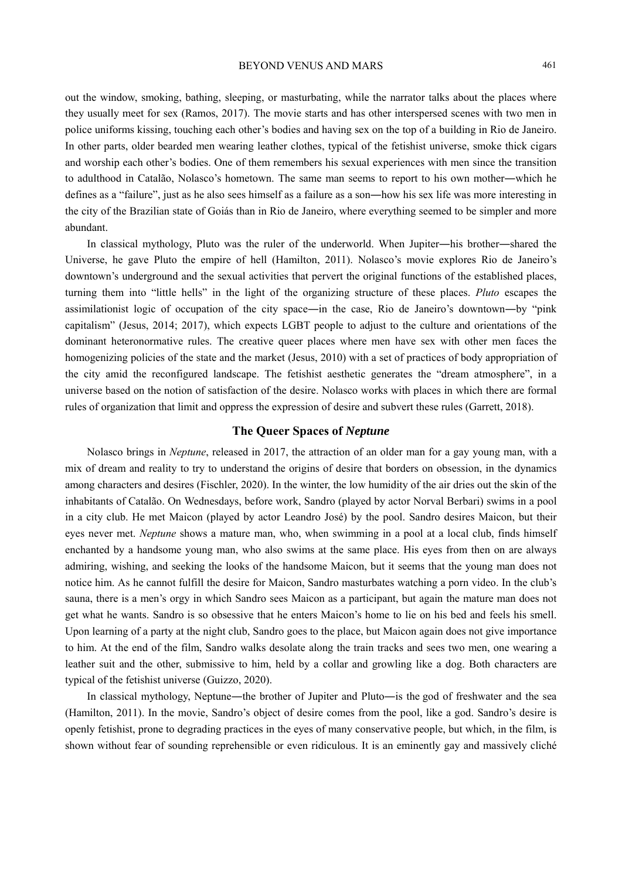out the window, smoking, bathing, sleeping, or masturbating, while the narrator talks about the places where they usually meet for sex (Ramos, 2017). The movie starts and has other interspersed scenes with two men in police uniforms kissing, touching each other's bodies and having sex on the top of a building in Rio de Janeiro. In other parts, older bearded men wearing leather clothes, typical of the fetishist universe, smoke thick cigars and worship each other's bodies. One of them remembers his sexual experiences with men since the transition to adulthood in Catalão, Nolasco's hometown. The same man seems to report to his own mother―which he defines as a "failure", just as he also sees himself as a failure as a son―how his sex life was more interesting in the city of the Brazilian state of Goiás than in Rio de Janeiro, where everything seemed to be simpler and more abundant.

In classical mythology, Pluto was the ruler of the underworld. When Jupiter―his brother―shared the Universe, he gave Pluto the empire of hell (Hamilton, 2011). Nolasco's movie explores Rio de Janeiro's downtown's underground and the sexual activities that pervert the original functions of the established places, turning them into "little hells" in the light of the organizing structure of these places. *Pluto* escapes the assimilationist logic of occupation of the city space―in the case, Rio de Janeiro's downtown―by "pink capitalism" (Jesus, 2014; 2017), which expects LGBT people to adjust to the culture and orientations of the dominant heteronormative rules. The creative queer places where men have sex with other men faces the homogenizing policies of the state and the market (Jesus, 2010) with a set of practices of body appropriation of the city amid the reconfigured landscape. The fetishist aesthetic generates the "dream atmosphere", in a universe based on the notion of satisfaction of the desire. Nolasco works with places in which there are formal rules of organization that limit and oppress the expression of desire and subvert these rules (Garrett, 2018).

## The Queer Spaces of *Neptune*

Nolasco brings in *Neptune*, released in 2017, the attraction of an older man for a gay young man, with a mix of dream and reality to try to understand the origins of desire that borders on obsession, in the dynamics among characters and desires (Fischler, 2020). In the winter, the low humidity of the air dries out the skin of the inhabitants of Catalão. On Wednesdays, before work, Sandro (played by actor Norval Berbari) swims in a pool in a city club. He met Maicon (played by actor Leandro José) by the pool. Sandro desires Maicon, but their eyes never met. *Neptune* shows a mature man, who, when swimming in a pool at a local club, finds himself enchanted by a handsome young man, who also swims at the same place. His eyes from then on are always admiring, wishing, and seeking the looks of the handsome Maicon, but it seems that the young man does not notice him. As he cannot fulfill the desire for Maicon, Sandro masturbates watching a porn video. In the club's sauna, there is a men's orgy in which Sandro sees Maicon as a participant, but again the mature man does not get what he wants. Sandro is so obsessive that he enters Maicon's home to lie on his bed and feels his smell. Upon learning of a party at the night club, Sandro goes to the place, but Maicon again does not give importance to him. At the end of the film, Sandro walks desolate along the train tracks and sees two men, one wearing a leather suit and the other, submissive to him, held by a collar and growling like a dog. Both characters are typical of the fetishist universe (Guizzo, 2020).

In classical mythology, Neptune―the brother of Jupiter and Pluto―is the god of freshwater and the sea (Hamilton, 2011). In the movie, Sandro's object of desire comes from the pool, like a god. Sandro's desire is openly fetishist, prone to degrading practices in the eyes of many conservative people, but which, in the film, is shown without fear of sounding reprehensible or even ridiculous. It is an eminently gay and massively cliché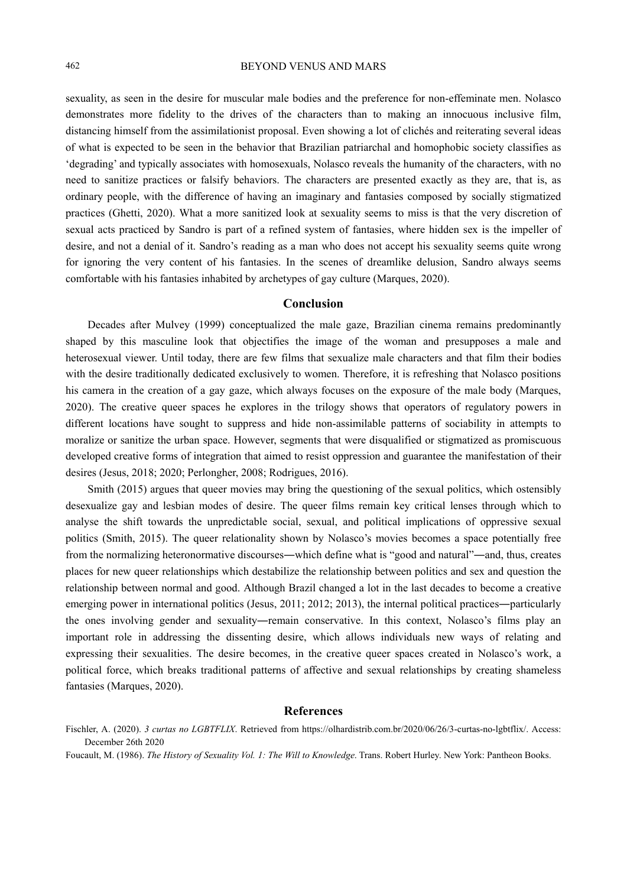sexuality, as seen in the desire for muscular male bodies and the preference for non-effeminate men. Nolasco demonstrates more fidelity to the drives of the characters than to making an innocuous inclusive film, distancing himself from the assimilationist proposal. Even showing a lot of clichés and reiterating several ideas of what is expected to be seen in the behavior that Brazilian patriarchal and homophobic society classifies as 'degrading' and typically associates with homosexuals, Nolasco reveals the humanity of the characters, with no need to sanitize practices or falsify behaviors. The characters are presented exactly as they are, that is, as ordinary people, with the difference of having an imaginary and fantasies composed by socially stigmatized practices (Ghetti, 2020). What a more sanitized look at sexuality seems to miss is that the very discretion of sexual acts practiced by Sandro is part of a refined system of fantasies, where hidden sex is the impeller of desire, and not a denial of it. Sandro's reading as a man who does not accept his sexuality seems quite wrong for ignoring the very content of his fantasies. In the scenes of dreamlike delusion, Sandro always seems comfortable with his fantasies inhabited by archetypes of gay culture (Marques, 2020).

## Conclusion

Decades after Mulvey (1999) conceptualized the male gaze, Brazilian cinema remains predominantly shaped by this masculine look that objectifies the image of the woman and presupposes a male and heterosexual viewer. Until today, there are few films that sexualize male characters and that film their bodies with the desire traditionally dedicated exclusively to women. Therefore, it is refreshing that Nolasco positions his camera in the creation of a gay gaze, which always focuses on the exposure of the male body (Marques, 2020). The creative queer spaces he explores in the trilogy shows that operators of regulatory powers in different locations have sought to suppress and hide non-assimilable patterns of sociability in attempts to moralize or sanitize the urban space. However, segments that were disqualified or stigmatized as promiscuous developed creative forms of integration that aimed to resist oppression and guarantee the manifestation of their desires (Jesus, 2018; 2020; Perlongher, 2008; Rodrigues, 2016).

Smith (2015) argues that queer movies may bring the questioning of the sexual politics, which ostensibly desexualize gay and lesbian modes of desire. The queer films remain key critical lenses through which to analyse the shift towards the unpredictable social, sexual, and political implications of oppressive sexual politics (Smith, 2015). The queer relationality shown by Nolasco's movies becomes a space potentially free from the normalizing heteronormative discourses―which define what is "good and natural"―and, thus, creates places for new queer relationships which destabilize the relationship between politics and sex and question the relationship between normal and good. Although Brazil changed a lot in the last decades to become a creative emerging power in international politics (Jesus, 2011; 2012; 2013), the internal political practices―particularly the ones involving gender and sexuality―remain conservative. In this context, Nolasco's films play an important role in addressing the dissenting desire, which allows individuals new ways of relating and expressing their sexualities. The desire becomes, in the creative queer spaces created in Nolasco's work, a political force, which breaks traditional patterns of affective and sexual relationships by creating shameless fantasies (Marques, 2020).

## References

Fischler, A. (2020). *3 curtas no LGBTFLIX*. Retrieved from https://olhardistrib.com.br/2020/06/26/3-curtas-no-lgbtflix/. Access: December 26th 2020

Foucault, M. (1986). *The History of Sexuality Vol. 1: The Will to Knowledge*. Trans. Robert Hurley. New York: Pantheon Books.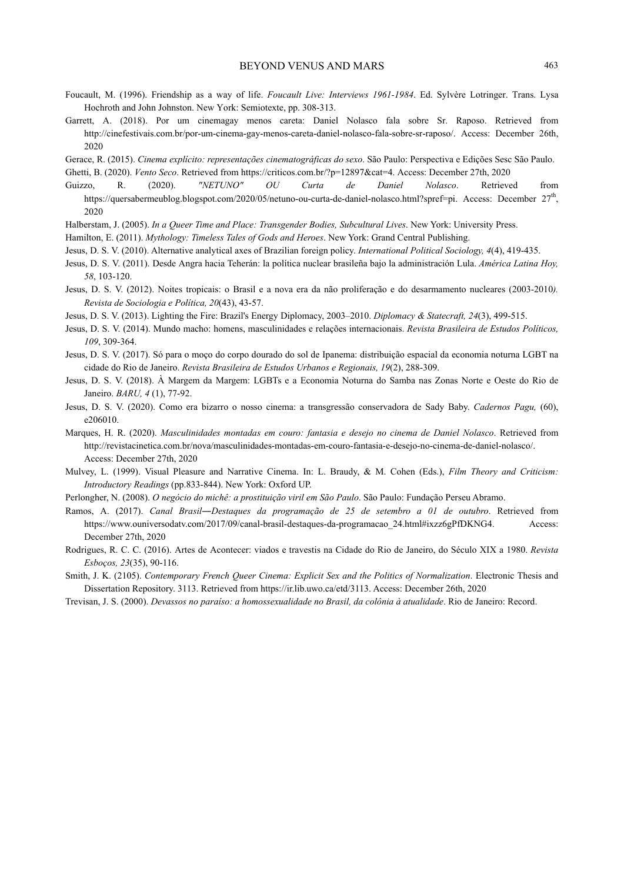Foucault, M. (1996). Friendship as a way of life. *Foucault Live: Interviews 1961-1984*. Ed. Sylvère Lotringer. Trans. Lysa Hochroth and John Johnston. New York: Semiotexte, pp. 308-313.

Garrett, A. (2018). Por um cinemagay menos careta: Daniel Nolasco fala sobre Sr. Raposo. Retrieved from http://cinefestivais.com.br/por-um-cinema-gay-menos-careta-daniel-nolasco-fala-sobre-sr-raposo/. Access: December 26th, 2020

Gerace, R. (2015). *Cinema explícito: representações cinematográficas do sexo*. São Paulo: Perspectiva e Edições Sesc São Paulo.

Ghetti, B. (2020). *Vento Seco*. Retrieved from https://criticos.com.br/?p=12897&cat=4. Access: December 27th, 2020

Guizzo, R. (2020). *"NETUNO" OU Curta de Daniel Nolasco*. Retrieved from https://quersabermeublog.blogspot.com/2020/05/netuno-ou-curta-de-daniel-nolasco.html?spref=pi. Access: December 27th, 2020

Halberstam, J. (2005). *In a Queer Time and Place: Transgender Bodies, Subcultural Lives*. New York: University Press.

Hamilton, E. (2011). *Mythology: Timeless Tales of Gods and Heroes*. New York: Grand Central Publishing.

Jesus, D. S. V. (2010). Alternative analytical axes of Brazilian foreign policy. *International Political Sociology, 4*(4), 419-435.

Jesus, D. S. V. (2011). Desde Angra hacia Teherán: la política nuclear brasileña bajo la administración Lula. *América Latina Hoy, 58*, 103-120.

Jesus, D. S. V. (2012). Noites tropicais: o Brasil e a nova era da não proliferação e do desarmamento nucleares (2003-2010*). Revista de Sociologia e Política, 20*(43), 43-57.

Jesus, D. S. V. (2013). Lighting the Fire: Brazil's Energy Diplomacy, 2003–2010. *Diplomacy & Statecraft, 24*(3), 499-515.

Jesus, D. S. V. (2014). Mundo macho: homens, masculinidades e relações internacionais. *Revista Brasileira de Estudos Políticos, 109*, 309-364.

Jesus, D. S. V. (2017). Só para o moço do corpo dourado do sol de Ipanema: distribuição espacial da economia noturna LGBT na cidade do Rio de Janeiro. *Revista Brasileira de Estudos Urbanos e Regionais, 19*(2), 288-309.

Jesus, D. S. V. (2018). À Margem da Margem: LGBTs e a Economia Noturna do Samba nas Zonas Norte e Oeste do Rio de Janeiro. *BARU, 4* (1), 77-92.

Jesus, D. S. V. (2020). Como era bizarro o nosso cinema: a transgressão conservadora de Sady Baby. *Cadernos Pagu,* (60), e206010.

Marques, H. R. (2020). *Masculinidades montadas em couro: fantasia e desejo no cinema de Daniel Nolasco*. Retrieved from http://revistacinetica.com.br/nova/masculinidades-montadas-em-couro-fantasia-e-desejo-no-cinema-de-daniel-nolasco/. Access: December 27th, 2020

Mulvey, L. (1999). Visual Pleasure and Narrative Cinema. In: L. Braudy, & M. Cohen (Eds.), *Film Theory and Criticism: Introductory Readings* (pp.833-844). New York: Oxford UP.

Perlongher, N. (2008). *O negócio do michê: a prostituição viril em São Paulo*. São Paulo: Fundação Perseu Abramo.

Ramos, A. (2017). *Canal Brasil—Destaques da programação de 25 de setembro a 01 de outubro*. Retrieved from https://www.ouniversodatv.com/2017/09/canal-brasil-destaques-da-programacao_24.html#ixzz6gPfDKNG4. Access: December 27th, 2020

Rodrigues, R. C. C. (2016). Artes de Acontecer: viados e travestis na Cidade do Rio de Janeiro, do Século XIX a 1980. *Revista Esboços, 23*(35), 90-116.

Smith, J. K. (2105). *Contemporary French Queer Cinema: Explicit Sex and the Politics of Normalization*. Electronic Thesis and Dissertation Repository. 3113. Retrieved from https://ir.lib.uwo.ca/etd/3113. Access: December 26th, 2020

Trevisan, J. S. (2000). *Devassos no paraíso: a homossexualidade no Brasil, da colônia à atualidade*. Rio de Janeiro: Record.